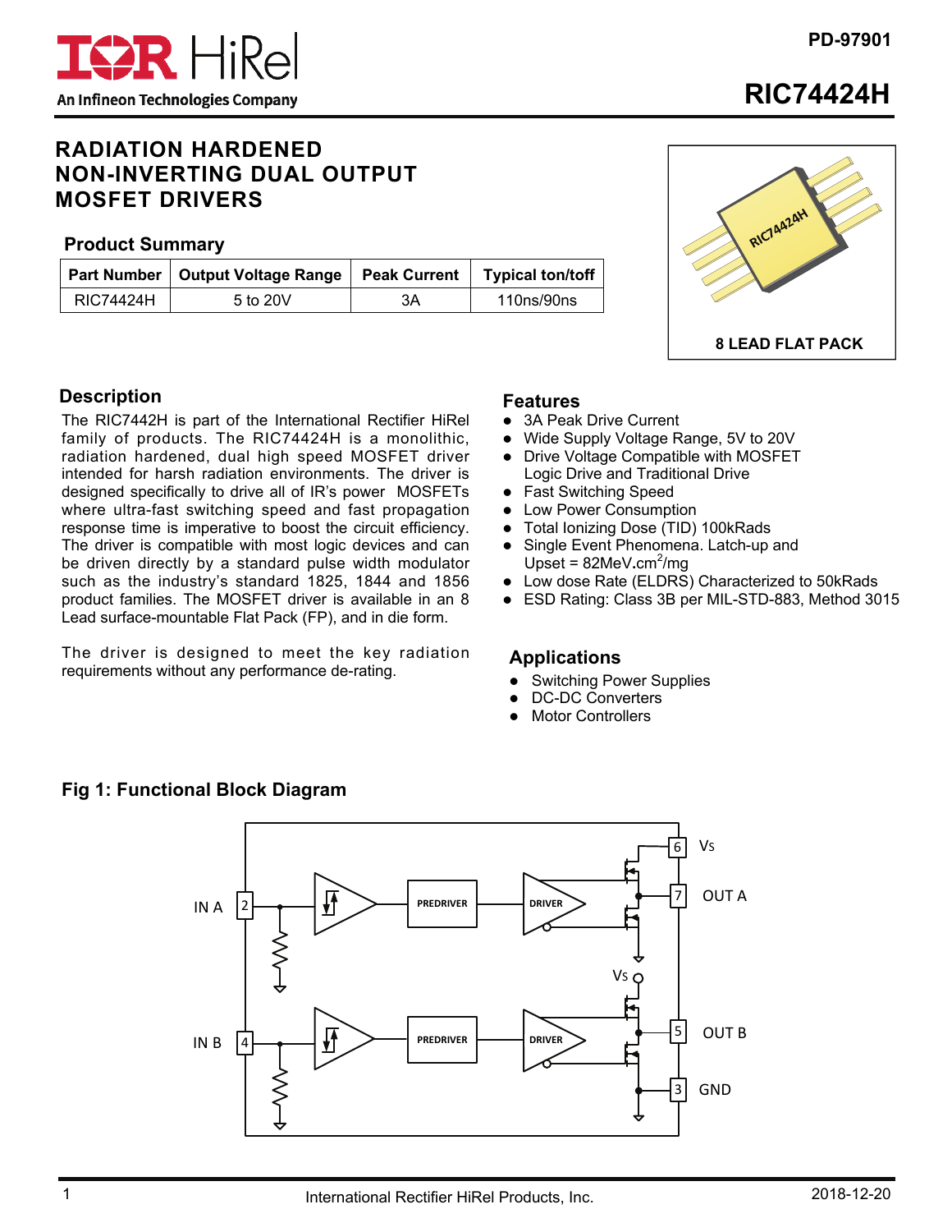PD-97901

# RIC74424H

## RADIATION HARDENED NON-INVERTING DUAL OUTPUT MOSFET DRIVERS

### Product Summary

| Part Number | Output Voltage Range | Peak Current | Typical ton/toff |
|---|---|---|---|
| RIC74424H | 5 to 20V | 3A | 110ns/90ns |

8 LEAD FLAT PACK

### Description

The RIC7442H is part of the International Rectifier HiRel family of products. The RIC74424H is a monolithic, radiation hardened, dual high speed MOSFET driver intended for harsh radiation environments. The driver is designed specifically to drive all of IR's power MOSFETs where ultra-fast switching speed and fast propagation response time is imperative to boost the circuit efficiency. The driver is compatible with most logic devices and can be driven directly by a standard pulse width modulator such as the industry's standard 1825, 1844 and 1856 product families. The MOSFET driver is available in an 8 Lead surface-mountable Flat Pack (FP), and in die form.

The driver is designed to meet the key radiation requirements without any performance de-rating.

### Features

- 3A Peak Drive Current
- Wide Supply Voltage Range, 5V to 20V
- Drive Voltage Compatible with MOSFET Logic Drive and Traditional Drive
- Fast Switching Speed
- Low Power Consumption
- Total Ionizing Dose (TID) 100kRads
- Single Event Phenomena. Latch-up and Upset = 82MeV.cm$^2$/mg
- Low dose Rate (ELDRS) Characterized to 50kRads
- ESD Rating: Class 3B per MIL-STD-883, Method 3015

### Applications

- Switching Power Supplies
- DC-DC Converters
- Motor Controllers

### Fig 1: Functional Block Diagram

IN A 2, IN B 4, PREDRIVER, DRIVER, 6 Vs, 7 OUT A, 5 OUT B, 3 GND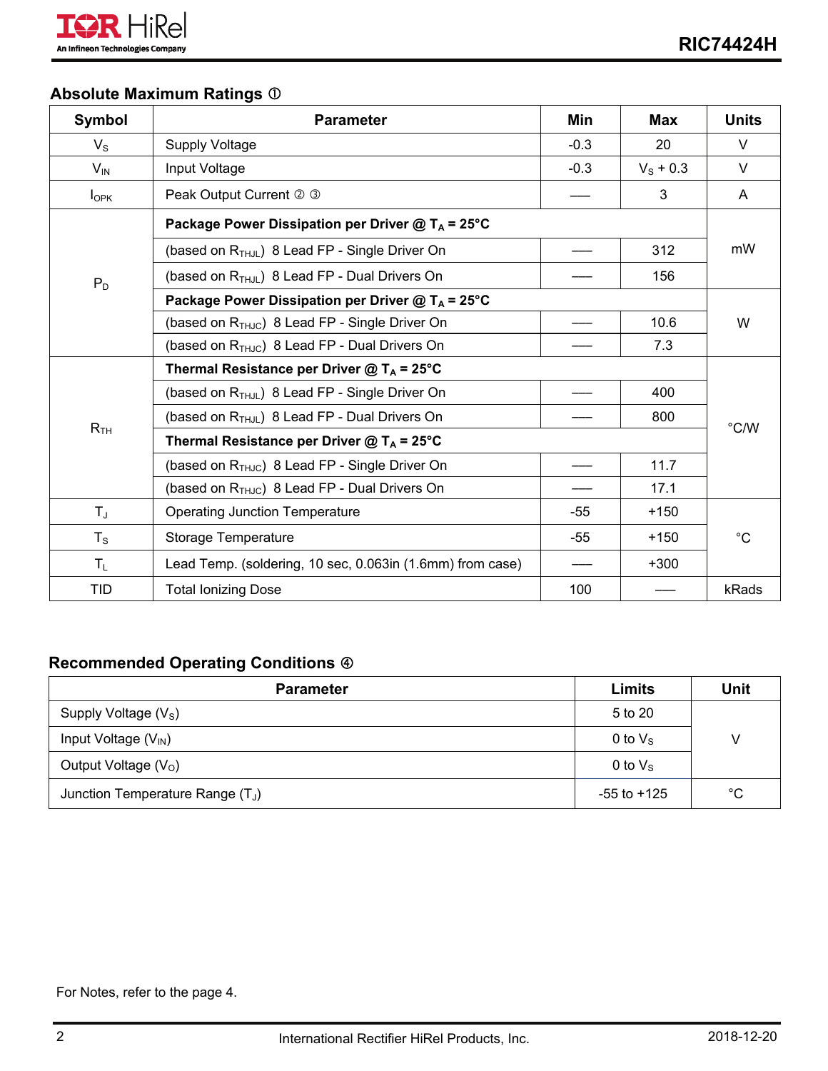## Absolute Maximum Ratings ①

| Symbol | Parameter | Min | Max | Units |
|---|---|---|---|---|
| $V_S$ | Supply Voltage | -0.3 | 20 | V |
| $V_{IN}$ | Input Voltage | -0.3 | $V_S$ + 0.3 | V |
| $I_{OPK}$ | Peak Output Current ② ③ | —— | 3 | A |
| $P_D$ | **Package Power Dissipation per Driver @ $T_A$ = 25°C** | | | mW |
| | (based on $R_{THJL}$) 8 Lead FP - Single Driver On | —— | 312 | |
| | (based on $R_{THJL}$) 8 Lead FP - Dual Drivers On | —— | 156 | |
| | **Package Power Dissipation per Driver @ $T_A$ = 25°C** | | | W |
| | (based on $R_{THJC}$) 8 Lead FP - Single Driver On | —— | 10.6 | |
| | (based on $R_{THJC}$) 8 Lead FP - Dual Drivers On | —— | 7.3 | |
| $R_{TH}$ | **Thermal Resistance per Driver @ $T_A$ = 25°C** | | | °C/W |
| | (based on $R_{THJL}$) 8 Lead FP - Single Driver On | —— | 400 | |
| | (based on $R_{THJL}$) 8 Lead FP - Dual Drivers On | —— | 800 | |
| | **Thermal Resistance per Driver @ $T_A$ = 25°C** | | | |
| | (based on $R_{THJC}$) 8 Lead FP - Single Driver On | —— | 11.7 | |
| | (based on $R_{THJC}$) 8 Lead FP - Dual Drivers On | —— | 17.1 | |
| $T_J$ | Operating Junction Temperature | -55 | +150 | °C |
| $T_S$ | Storage Temperature | -55 | +150 | |
| $T_L$ | Lead Temp. (soldering, 10 sec, 0.063in (1.6mm) from case) | —— | +300 | |
| TID | Total Ionizing Dose | 100 | —— | kRads |

## Recommended Operating Conditions ④

| Parameter | Limits | Unit |
|---|---|---|
| Supply Voltage ($V_S$) | 5 to 20 | V |
| Input Voltage ($V_{IN}$) | 0 to $V_S$ | |
| Output Voltage ($V_O$) | 0 to $V_S$ | |
| Junction Temperature Range ($T_J$) | -55 to +125 | °C |

For Notes, refer to the page 4.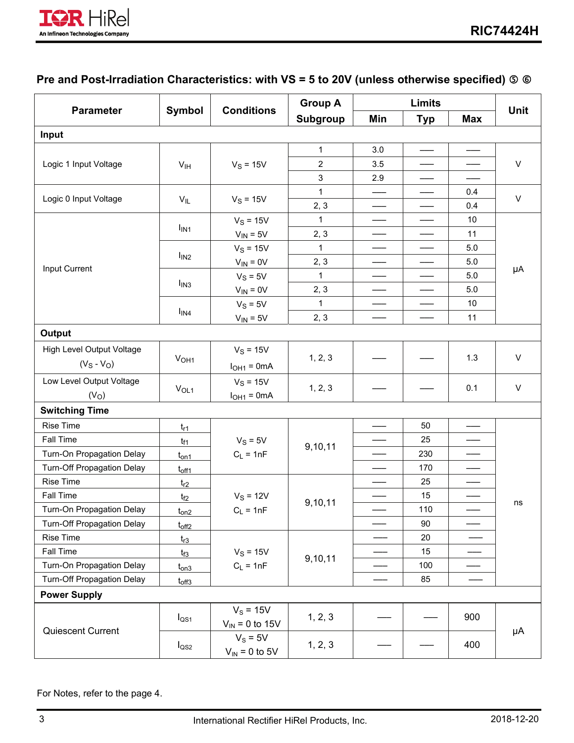## Pre and Post-Irradiation Characteristics: with VS = 5 to 20V (unless otherwise specified) ⑤ ⑥

| Parameter | Symbol | Conditions | Group A Subgroup | Limits | | | Unit |
|---|---|---|---|---|---|---|---|
| | | | | Min | Typ | Max | |
| **Input** | | | | | | | |
| Logic 1 Input Voltage | $V_{IH}$ | $V_S$ = 15V | 1 | 3.0 | — | — | V |
| | | | 2 | 3.5 | — | — | |
| | | | 3 | 2.9 | — | — | |
| Logic 0 Input Voltage | $V_{IL}$ | $V_S$ = 15V | 1 | — | — | 0.4 | V |
| | | | 2, 3 | — | — | 0.4 | |
| Input Current | $I_{IN1}$ | $V_S$ = 15V, $V_{IN}$ = 5V | 1 | — | — | 10 | µA |
| | | | 2, 3 | — | — | 11 | |
| | $I_{IN2}$ | $V_S$ = 15V, $V_{IN}$ = 0V | 1 | — | — | 5.0 | |
| | | | 2, 3 | — | — | 5.0 | |
| | $I_{IN3}$ | $V_S$ = 5V, $V_{IN}$ = 0V | 1 | — | — | 5.0 | |
| | | | 2, 3 | — | — | 5.0 | |
| | $I_{IN4}$ | $V_S$ = 5V, $V_{IN}$ = 5V | 1 | — | — | 10 | |
| | | | 2, 3 | — | — | 11 | |
| **Output** | | | | | | | |
| High Level Output Voltage ($V_S$ - $V_O$) | $V_{OH1}$ | $V_S$ = 15V, $I_{OH1}$ = 0mA | 1, 2, 3 | — | — | 1.3 | V |
| Low Level Output Voltage ($V_O$) | $V_{OL1}$ | $V_S$ = 15V, $I_{OH1}$ = 0mA | 1, 2, 3 | — | — | 0.1 | V |
| **Switching Time** | | | | | | | |
| Rise Time | $t_{r1}$ | $V_S$ = 5V, $C_L$ = 1nF | 9,10,11 | — | 50 | — | ns |
| Fall Time | $t_{f1}$ | | | — | 25 | — | |
| Turn-On Propagation Delay | $t_{on1}$ | | | — | 230 | — | |
| Turn-Off Propagation Delay | $t_{off1}$ | | | — | 170 | — | |
| Rise Time | $t_{r2}$ | $V_S$ = 12V, $C_L$ = 1nF | 9,10,11 | — | 25 | — | |
| Fall Time | $t_{f2}$ | | | — | 15 | — | |
| Turn-On Propagation Delay | $t_{on2}$ | | | — | 110 | — | |
| Turn-Off Propagation Delay | $t_{off2}$ | | | — | 90 | — | |
| Rise Time | $t_{r3}$ | $V_S$ = 15V, $C_L$ = 1nF | 9,10,11 | — | 20 | — | |
| Fall Time | $t_{f3}$ | | | — | 15 | — | |
| Turn-On Propagation Delay | $t_{on3}$ | | | — | 100 | — | |
| Turn-Off Propagation Delay | $t_{off3}$ | | | — | 85 | — | |
| **Power Supply** | | | | | | | |
| Quiescent Current | $I_{QS1}$ | $V_S$ = 15V, $V_{IN}$ = 0 to 15V | 1, 2, 3 | — | — | 900 | µA |
| | $I_{QS2}$ | $V_S$ = 5V, $V_{IN}$ = 0 to 5V | 1, 2, 3 | — | — | 400 | |

For Notes, refer to the page 4.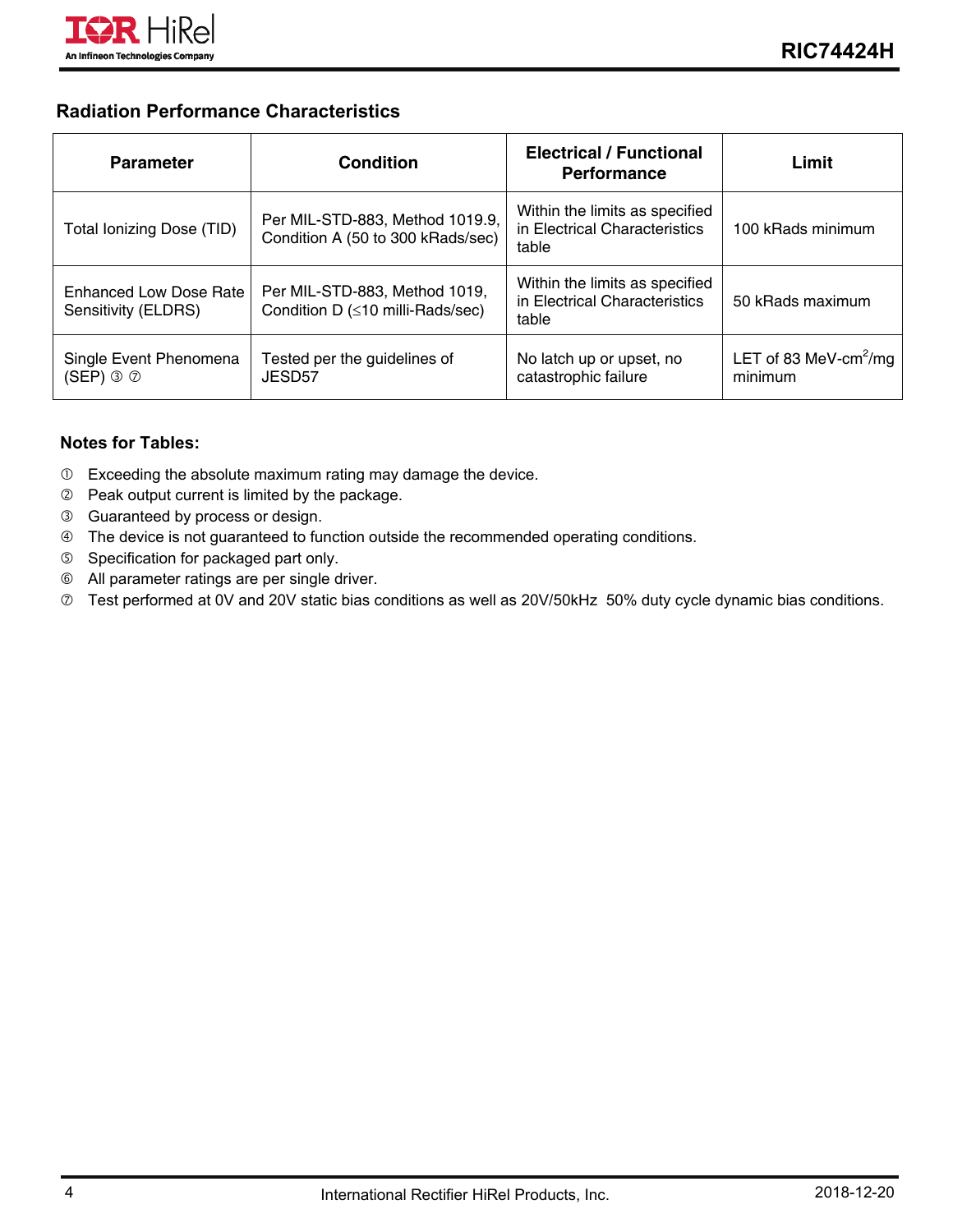## Radiation Performance Characteristics

| Parameter | Condition | Electrical / Functional Performance | Limit |
|---|---|---|---|
| Total Ionizing Dose (TID) | Per MIL-STD-883, Method 1019.9, Condition A (50 to 300 kRads/sec) | Within the limits as specified in Electrical Characteristics table | 100 kRads minimum |
| Enhanced Low Dose Rate Sensitivity (ELDRS) | Per MIL-STD-883, Method 1019, Condition D (≤10 milli-Rads/sec) | Within the limits as specified in Electrical Characteristics table | 50 kRads maximum |
| Single Event Phenomena (SEP) ③ ⑦ | Tested per the guidelines of JESD57 | No latch up or upset, no catastrophic failure | LET of 83 MeV-cm$^2$/mg minimum |

**Notes for Tables:**

① Exceeding the absolute maximum rating may damage the device.
② Peak output current is limited by the package.
③ Guaranteed by process or design.
④ The device is not guaranteed to function outside the recommended operating conditions.
⑤ Specification for packaged part only.
⑥ All parameter ratings are per single driver.
⑦ Test performed at 0V and 20V static bias conditions as well as 20V/50kHz 50% duty cycle dynamic bias conditions.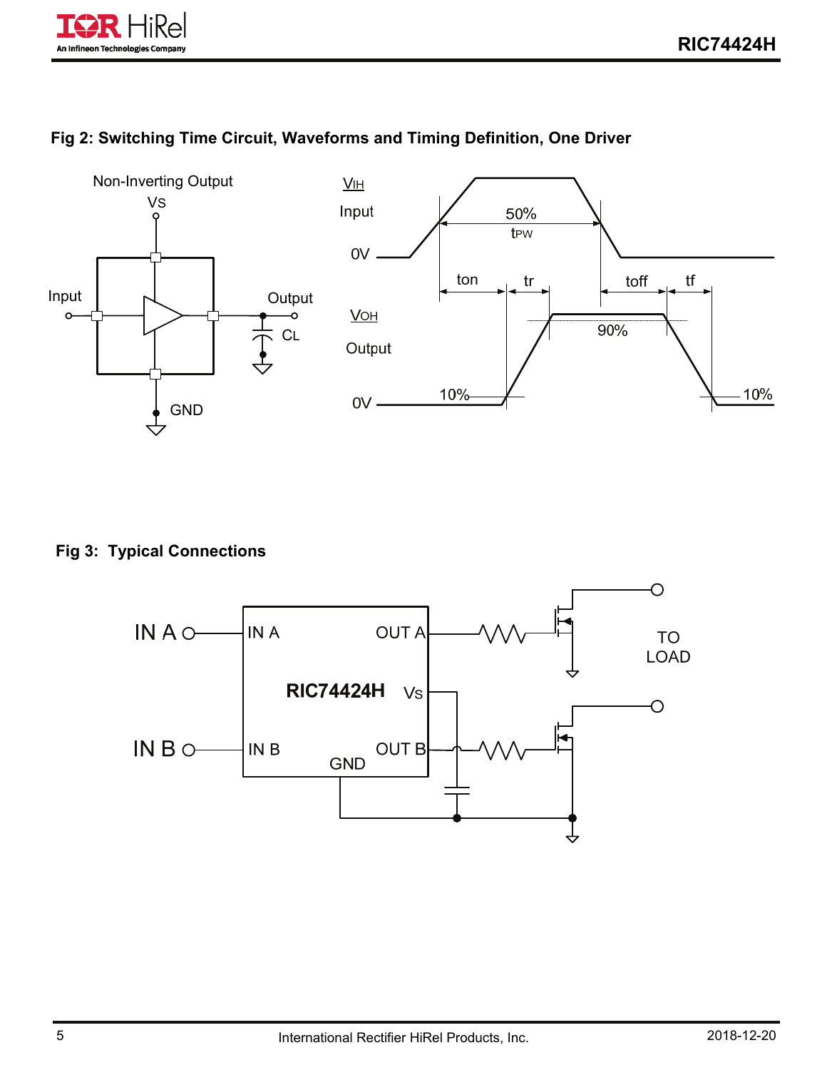## Fig 2: Switching Time Circuit, Waveforms and Timing Definition, One Driver

Non-Inverting Output

Vs

Input

Output

CL

GND

VIH

Input

50%

tPW

0V

ton

tr

toff

tf

VOH

90%

Output

10%

0V

10%

## Fig 3: Typical Connections

IN A

IN A

OUT A

RIC74424H

Vs

TO LOAD

IN B

IN B

OUT B

GND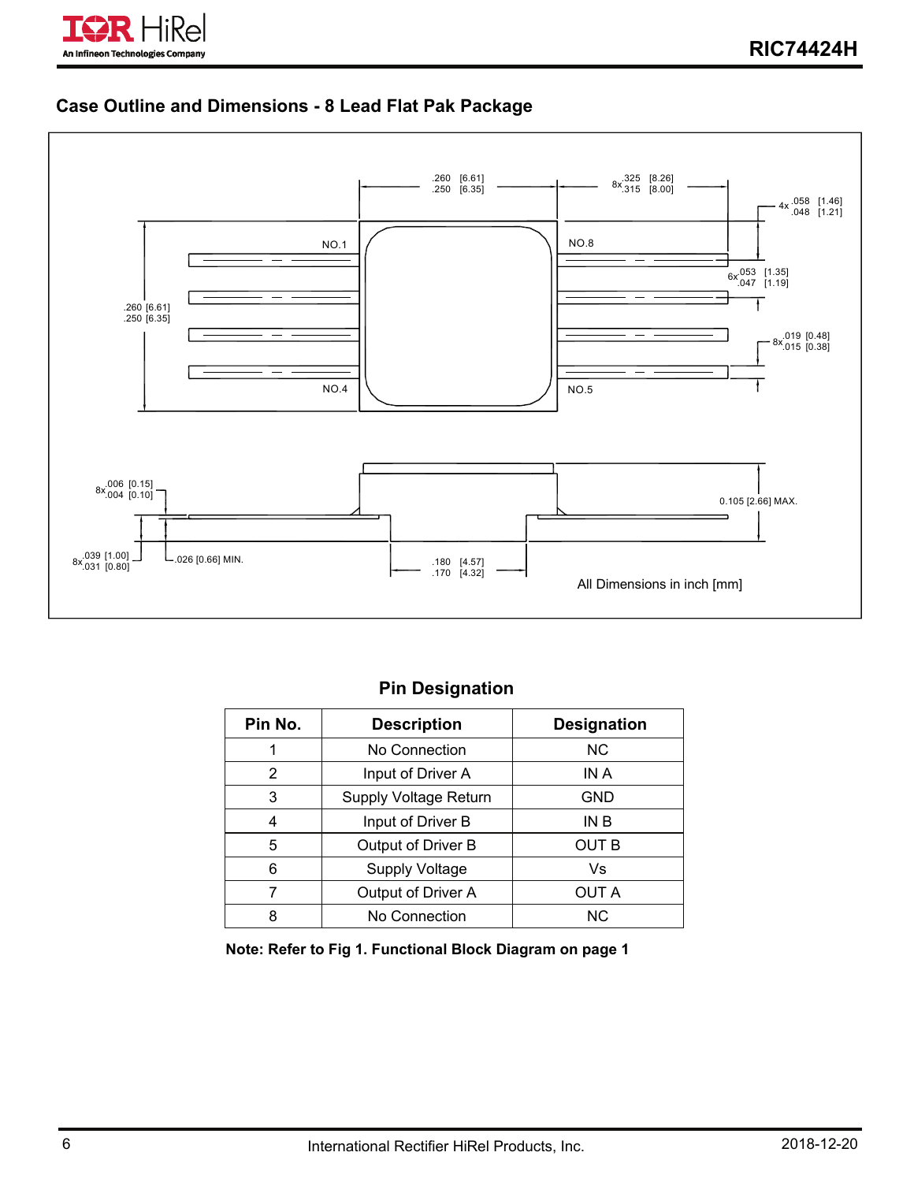## Case Outline and Dimensions - 8 Lead Flat Pak Package

.260 [6.61]
.250 [6.35]

8x .325 [8.26]
.315 [8.00]

4x .058 [1.46]
.048 [1.21]

NO.1

NO.8

6x .053 [1.35]
.047 [1.19]

.260 [6.61]
.250 [6.35]

8x .019 [0.48]
.015 [0.38]

NO.4

NO.5

8x .006 [0.15]
.004 [0.10]

0.105 [2.66] MAX.

8x .039 [1.00]
.031 [0.80]

.026 [0.66] MIN.

.180 [4.57]
.170 [4.32]

All Dimensions in inch [mm]

### Pin Designation

| Pin No. | Description | Designation |
|---|---|---|
| 1 | No Connection | NC |
| 2 | Input of Driver A | IN A |
| 3 | Supply Voltage Return | GND |
| 4 | Input of Driver B | IN B |
| 5 | Output of Driver B | OUT B |
| 6 | Supply Voltage | Vs |
| 7 | Output of Driver A | OUT A |
| 8 | No Connection | NC |

**Note: Refer to Fig 1. Functional Block Diagram on page 1**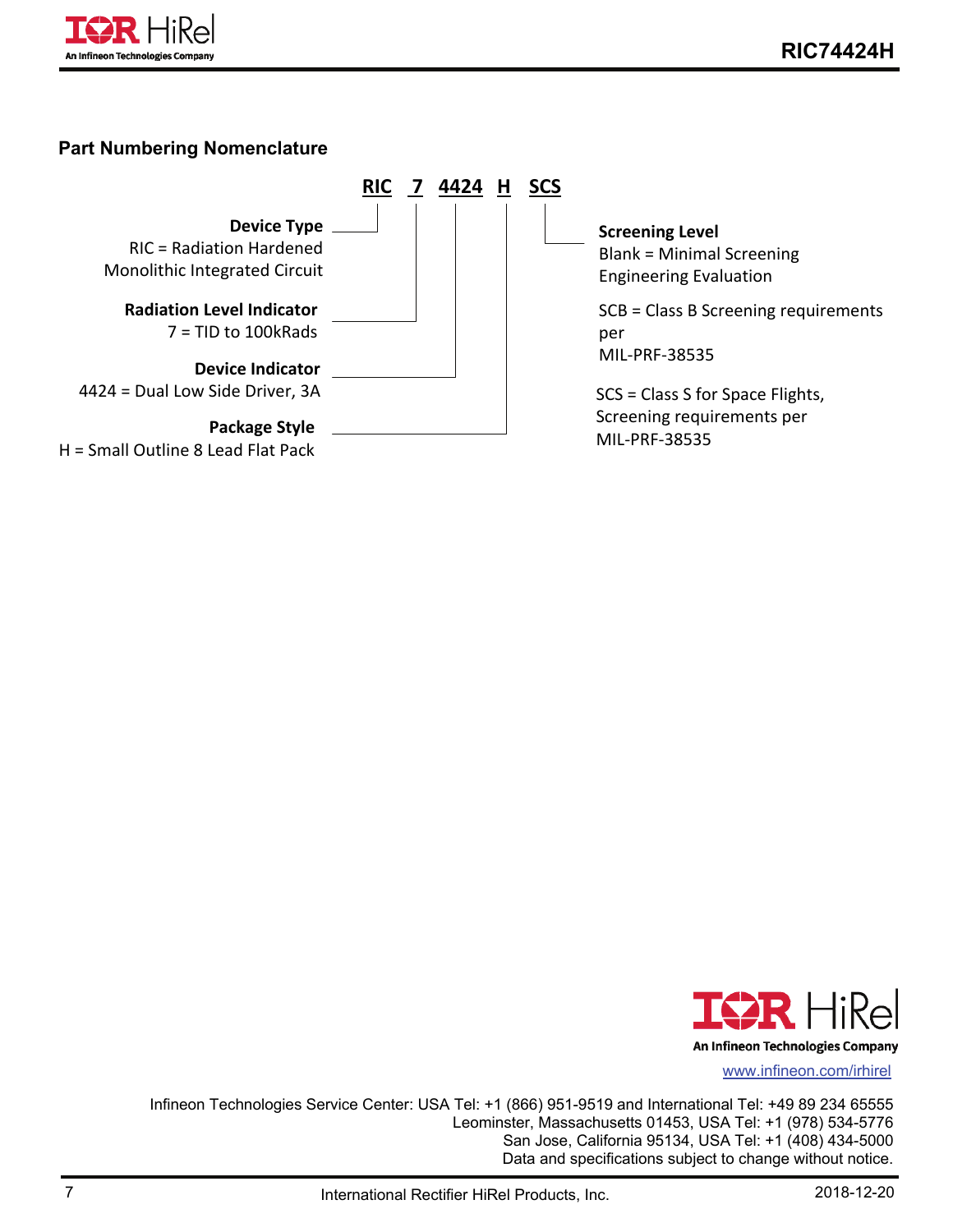## Part Numbering Nomenclature

**RIC 7 4424 H SCS**

**Device Type**
RIC = Radiation Hardened Monolithic Integrated Circuit

**Radiation Level Indicator**
7 = TID to 100kRads

**Device Indicator**
4424 = Dual Low Side Driver, 3A

**Package Style**
H = Small Outline 8 Lead Flat Pack

**Screening Level**
Blank = Minimal Screening Engineering Evaluation

SCB = Class B Screening requirements per MIL-PRF-38535

SCS = Class S for Space Flights, Screening requirements per MIL-PRF-38535

www.infineon.com/irhirel

Infineon Technologies Service Center: USA Tel: +1 (866) 951-9519 and International Tel: +49 89 234 65555
Leominster, Massachusetts 01453, USA Tel: +1 (978) 534-5776
San Jose, California 95134, USA Tel: +1 (408) 434-5000
Data and specifications subject to change without notice.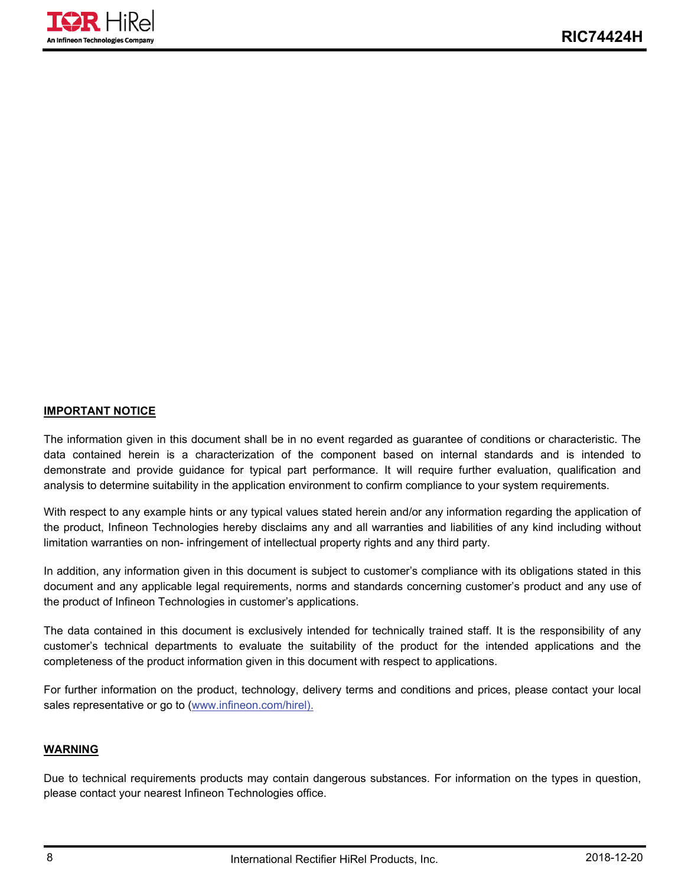**IMPORTANT NOTICE**

The information given in this document shall be in no event regarded as guarantee of conditions or characteristic. The data contained herein is a characterization of the component based on internal standards and is intended to demonstrate and provide guidance for typical part performance. It will require further evaluation, qualification and analysis to determine suitability in the application environment to confirm compliance to your system requirements.

With respect to any example hints or any typical values stated herein and/or any information regarding the application of the product, Infineon Technologies hereby disclaims any and all warranties and liabilities of any kind including without limitation warranties on non- infringement of intellectual property rights and any third party.

In addition, any information given in this document is subject to customer's compliance with its obligations stated in this document and any applicable legal requirements, norms and standards concerning customer's product and any use of the product of Infineon Technologies in customer's applications.

The data contained in this document is exclusively intended for technically trained staff. It is the responsibility of any customer's technical departments to evaluate the suitability of the product for the intended applications and the completeness of the product information given in this document with respect to applications.

For further information on the product, technology, delivery terms and conditions and prices, please contact your local sales representative or go to (www.infineon.com/hirel).

**WARNING**

Due to technical requirements products may contain dangerous substances. For information on the types in question, please contact your nearest Infineon Technologies office.